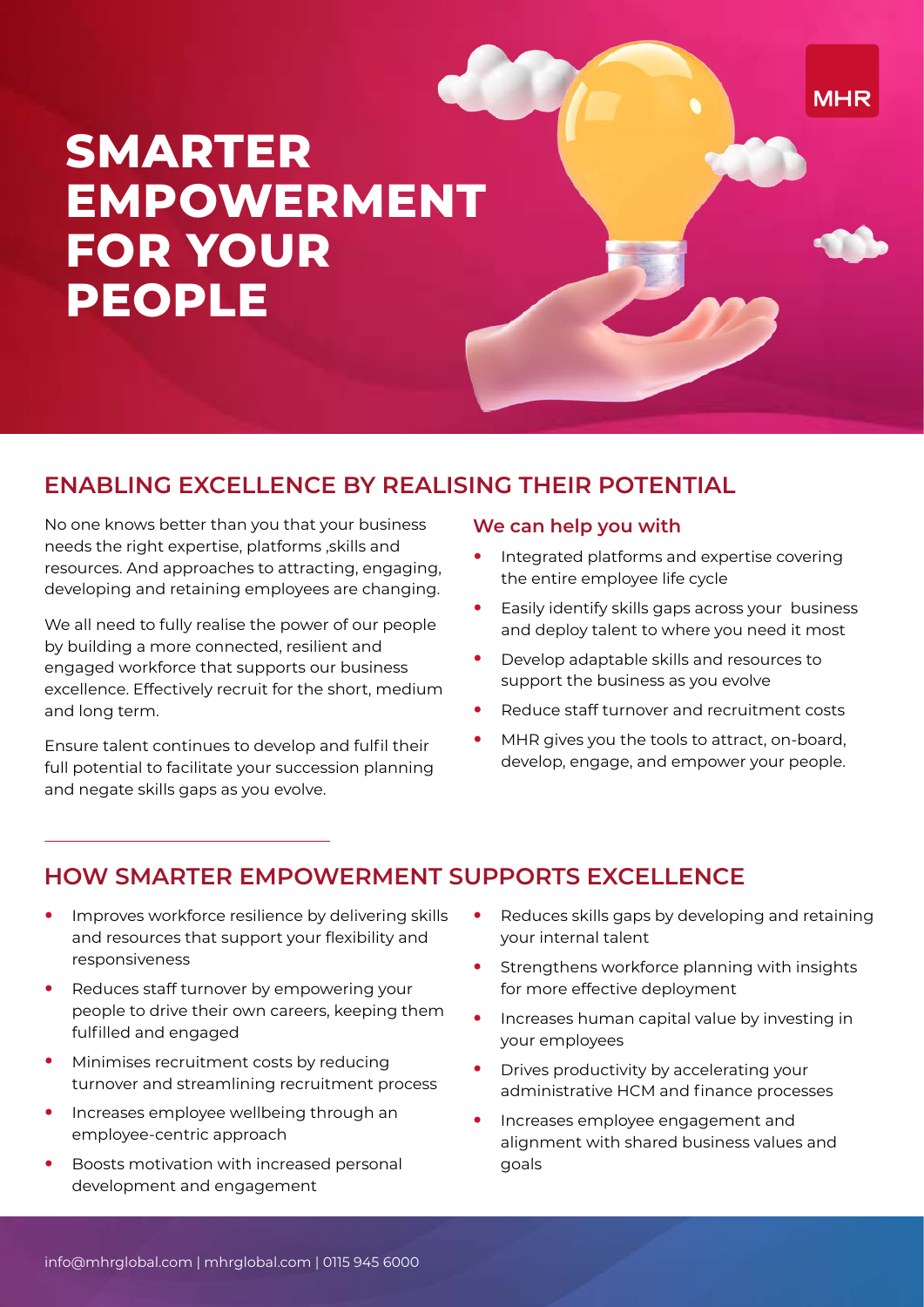MHR

# SMARTER EMPOWERMENT FOR YOUR PEOPLE

## ENABLING EXCELLENCE BY REALISING THEIR POTENTIAL

No one knows better than you that your business needs the right expertise, platforms ,skills and resources. And approaches to attracting, engaging, developing and retaining employees are changing.

We all need to fully realise the power of our people by building a more connected, resilient and engaged workforce that supports our business excellence. Effectively recruit for the short, medium and long term.

Ensure talent continues to develop and fulfil their full potential to facilitate your succession planning and negate skills gaps as you evolve.

### We can help you with

- Integrated platforms and expertise covering the entire employee life cycle
- Easily identify skills gaps across your business and deploy talent to where you need it most
- Develop adaptable skills and resources to support the business as you evolve
- Reduce staff turnover and recruitment costs
- MHR gives you the tools to attract, on-board, develop, engage, and empower your people.

## HOW SMARTER EMPOWERMENT SUPPORTS EXCELLENCE

- Improves workforce resilience by delivering skills and resources that support your flexibility and responsiveness
- Reduces staff turnover by empowering your people to drive their own careers, keeping them fulfilled and engaged
- Minimises recruitment costs by reducing turnover and streamlining recruitment process
- Increases employee wellbeing through an employee-centric approach
- Boosts motivation with increased personal development and engagement
- Reduces skills gaps by developing and retaining your internal talent
- Strengthens workforce planning with insights for more effective deployment
- Increases human capital value by investing in your employees
- Drives productivity by accelerating your administrative HCM and finance processes
- Increases employee engagement and alignment with shared business values and goals

info@mhrglobal.com | mhrglobal.com | 0115 945 6000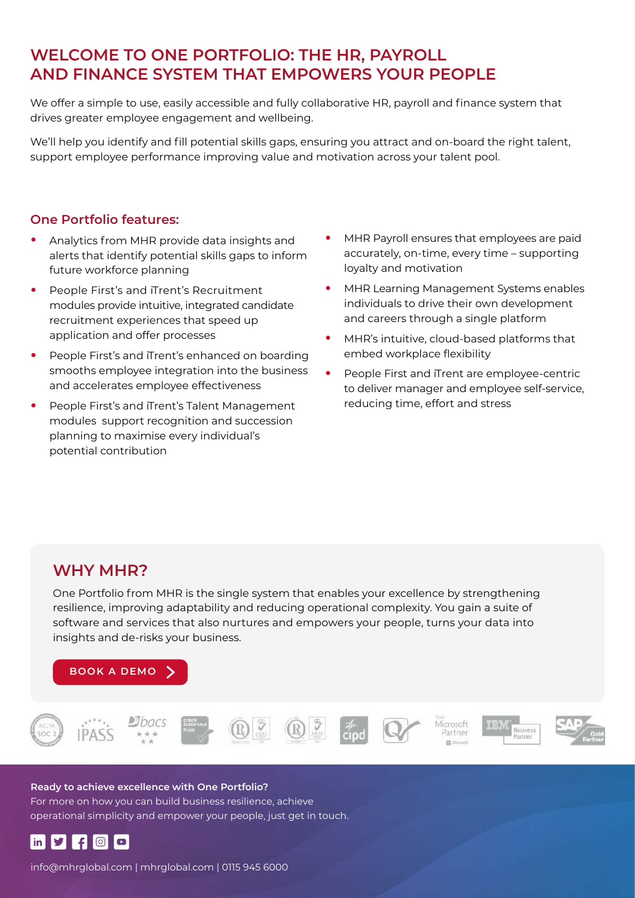# WELCOME TO ONE PORTFOLIO: THE HR, PAYROLL AND FINANCE SYSTEM THAT EMPOWERS YOUR PEOPLE

We offer a simple to use, easily accessible and fully collaborative HR, payroll and finance system that drives greater employee engagement and wellbeing.

We'll help you identify and fill potential skills gaps, ensuring you attract and on-board the right talent, support employee performance improving value and motivation across your talent pool.

## One Portfolio features:

- Analytics from MHR provide data insights and alerts that identify potential skills gaps to inform future workforce planning
- People First's and iTrent's Recruitment modules provide intuitive, integrated candidate recruitment experiences that speed up application and offer processes
- People First's and iTrent's enhanced on boarding smooths employee integration into the business and accelerates employee effectiveness
- People First's and iTrent's Talent Management modules support recognition and succession planning to maximise every individual's potential contribution
- MHR Payroll ensures that employees are paid accurately, on-time, every time – supporting loyalty and motivation
- MHR Learning Management Systems enables individuals to drive their own development and careers through a single platform
- MHR's intuitive, cloud-based platforms that embed workplace flexibility
- People First and iTrent are employee-centric to deliver manager and employee self-service, reducing time, effort and stress

## WHY MHR?

One Portfolio from MHR is the single system that enables your excellence by strengthening resilience, improving adaptability and reducing operational complexity. You gain a suite of software and services that also nurtures and empowers your people, turns your data into insights and de-risks your business.

BOOK A DEMO

**Ready to achieve excellence with One Portfolio?**
For more on how you can build business resilience, achieve operational simplicity and empower your people, just get in touch.

info@mhrglobal.com | mhrglobal.com | 0115 945 6000